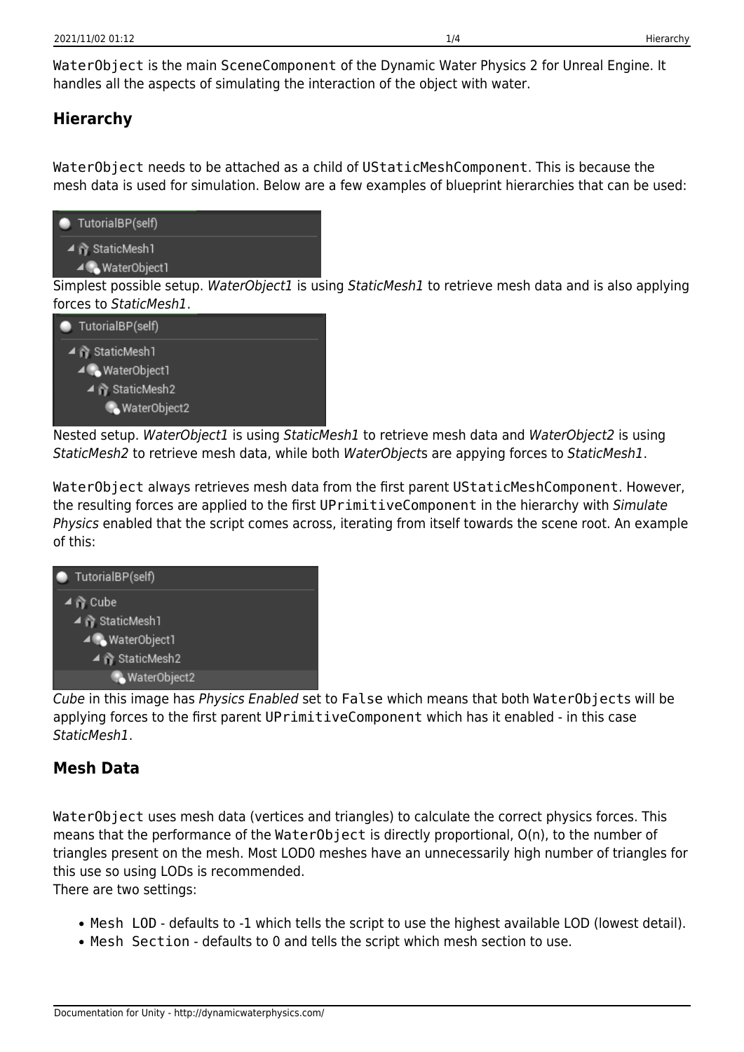`WaterObject` is the main `SceneComponent` of the Dynamic Water Physics 2 for Unreal Engine. It handles all the aspects of simulating the interaction of the object with water.

## Hierarchy

`WaterObject` needs to be attached as a child of `UStaticMeshComponent`. This is because the mesh data is used for simulation. Below are a few examples of blueprint hierarchies that can be used:

Simplest possible setup. *WaterObject1* is using *StaticMesh1* to retrieve mesh data and is also applying forces to *StaticMesh1*.

Nested setup. *WaterObject1* is using *StaticMesh1* to retrieve mesh data and *WaterObject2* is using *StaticMesh2* to retrieve mesh data, while both *WaterObject*s are appying forces to *StaticMesh1*.

`WaterObject` always retrieves mesh data from the first parent `UStaticMeshComponent`. However, the resulting forces are applied to the first `UPrimitiveComponent` in the hierarchy with *Simulate Physics* enabled that the script comes across, iterating from itself towards the scene root. An example of this:

*Cube* in this image has *Physics Enabled* set to `False` which means that both `WaterObjects` will be applying forces to the first parent `UPrimitiveComponent` which has it enabled - in this case *StaticMesh1*.

## Mesh Data

`WaterObject` uses mesh data (vertices and triangles) to calculate the correct physics forces. This means that the performance of the `WaterObject` is directly proportional, O(n), to the number of triangles present on the mesh. Most LOD0 meshes have an unnecessarily high number of triangles for this use so using LODs is recommended.
There are two settings:

- `Mesh LOD` - defaults to -1 which tells the script to use the highest available LOD (lowest detail).
- `Mesh Section` - defaults to 0 and tells the script which mesh section to use.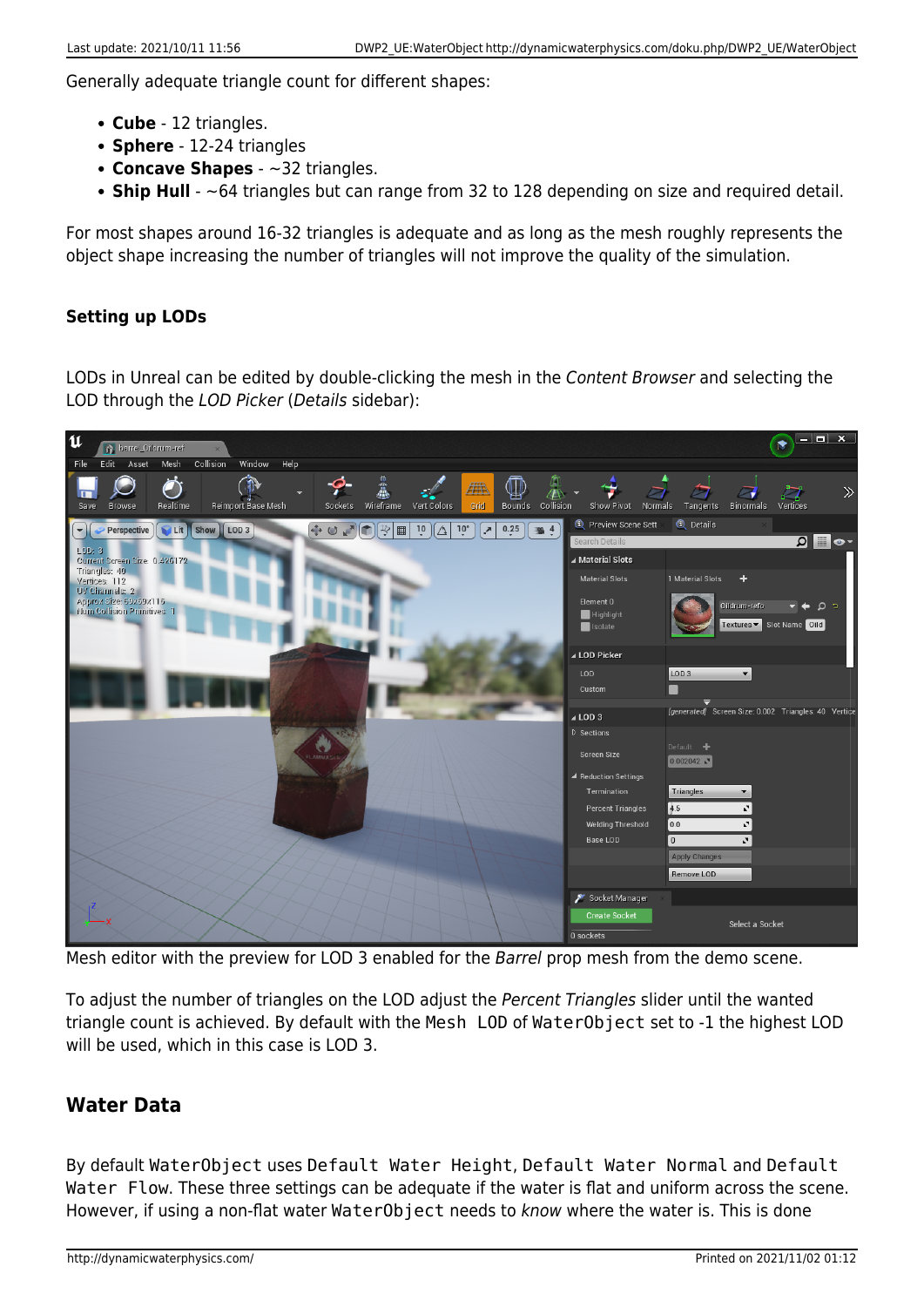Generally adequate triangle count for different shapes:

- **Cube** - 12 triangles.
- **Sphere** - 12-24 triangles
- **Concave Shapes** - ~32 triangles.
- **Ship Hull** - ~64 triangles but can range from 32 to 128 depending on size and required detail.

For most shapes around 16-32 triangles is adequate and as long as the mesh roughly represents the object shape increasing the number of triangles will not improve the quality of the simulation.

### Setting up LODs

LODs in Unreal can be edited by double-clicking the mesh in the *Content Browser* and selecting the LOD through the *LOD Picker* (*Details* sidebar):

Mesh editor with the preview for LOD 3 enabled for the *Barrel* prop mesh from the demo scene.

To adjust the number of triangles on the LOD adjust the *Percent Triangles* slider until the wanted triangle count is achieved. By default with the `Mesh LOD` of `WaterObject` set to -1 the highest LOD will be used, which in this case is LOD 3.

## Water Data

By default `WaterObject` uses `Default Water Height`, `Default Water Normal` and `Default Water Flow`. These three settings can be adequate if the water is flat and uniform across the scene. However, if using a non-flat water `WaterObject` needs to *know* where the water is. This is done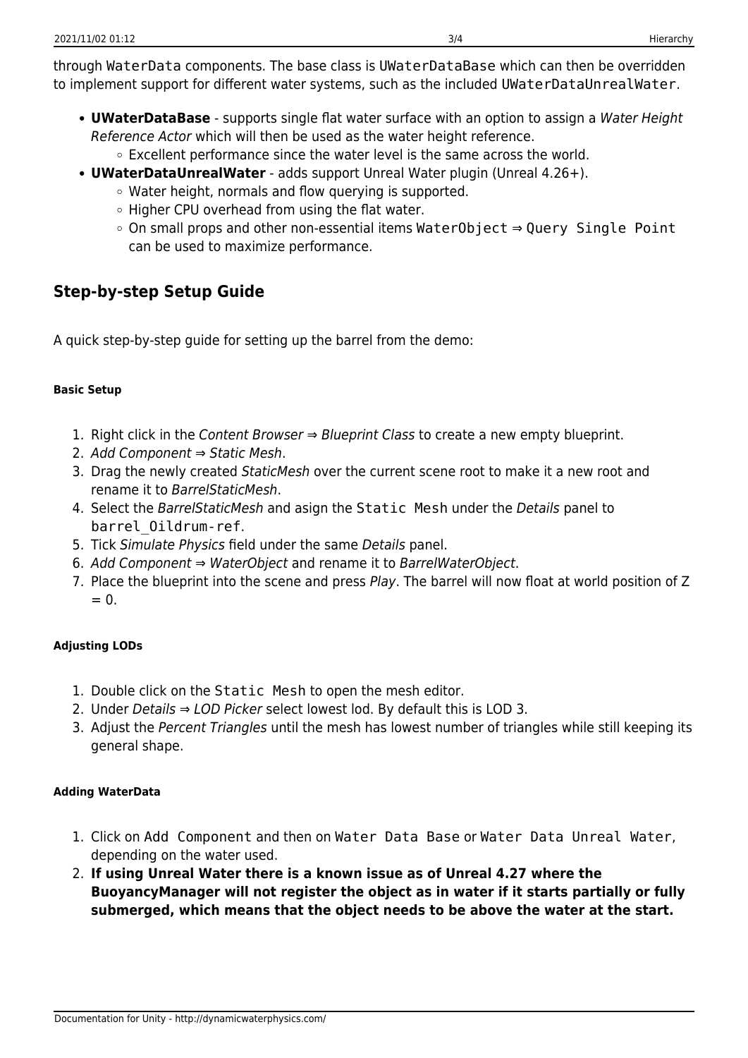through `WaterData` components. The base class is `UWaterDataBase` which can then be overridden to implement support for different water systems, such as the included `UWaterDataUnrealWater`.

- **UWaterDataBase** - supports single flat water surface with an option to assign a *Water Height Reference Actor* which will then be used as the water height reference.
  - Excellent performance since the water level is the same across the world.
- **UWaterDataUnrealWater** - adds support Unreal Water plugin (Unreal 4.26+).
  - Water height, normals and flow querying is supported.
  - Higher CPU overhead from using the flat water.
  - On small props and other non-essential items `WaterObject` ⇒ `Query Single Point` can be used to maximize performance.

## Step-by-step Setup Guide

A quick step-by-step guide for setting up the barrel from the demo:

##### Basic Setup

1. Right click in the *Content Browser* ⇒ *Blueprint Class* to create a new empty blueprint.
2. *Add Component* ⇒ *Static Mesh*.
3. Drag the newly created *StaticMesh* over the current scene root to make it a new root and rename it to *BarrelStaticMesh*.
4. Select the *BarrelStaticMesh* and asign the `Static Mesh` under the *Details* panel to `barrel_Oildrum-ref`.
5. Tick *Simulate Physics* field under the same *Details* panel.
6. *Add Component* ⇒ *WaterObject* and rename it to *BarrelWaterObject*.
7. Place the blueprint into the scene and press *Play*. The barrel will now float at world position of Z = 0.

##### Adjusting LODs

1. Double click on the `Static Mesh` to open the mesh editor.
2. Under *Details* ⇒ *LOD Picker* select lowest lod. By default this is LOD 3.
3. Adjust the *Percent Triangles* until the mesh has lowest number of triangles while still keeping its general shape.

##### Adding WaterData

1. Click on `Add Component` and then on `Water Data Base` or `Water Data Unreal Water`, depending on the water used.
2. **If using Unreal Water there is a known issue as of Unreal 4.27 where the BuoyancyManager will not register the object as in water if it starts partially or fully submerged, which means that the object needs to be above the water at the start.**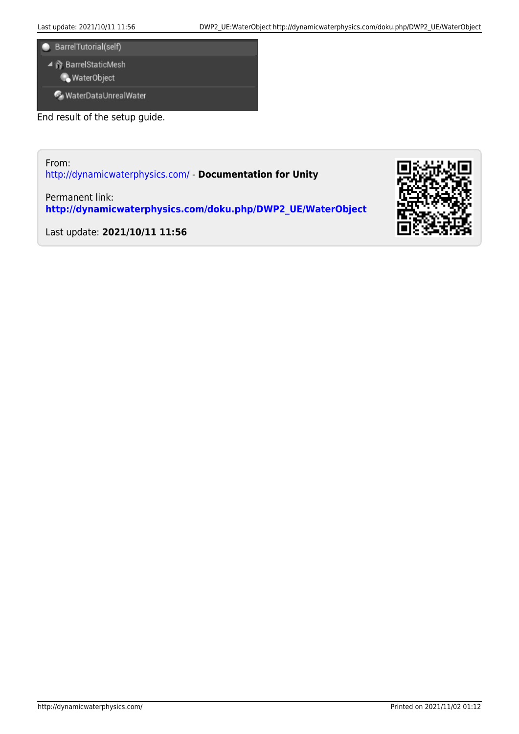End result of the setup guide.

From:
http://dynamicwaterphysics.com/ - **Documentation for Unity**

Permanent link:
**http://dynamicwaterphysics.com/doku.php/DWP2_UE/WaterObject**

Last update: **2021/10/11 11:56**